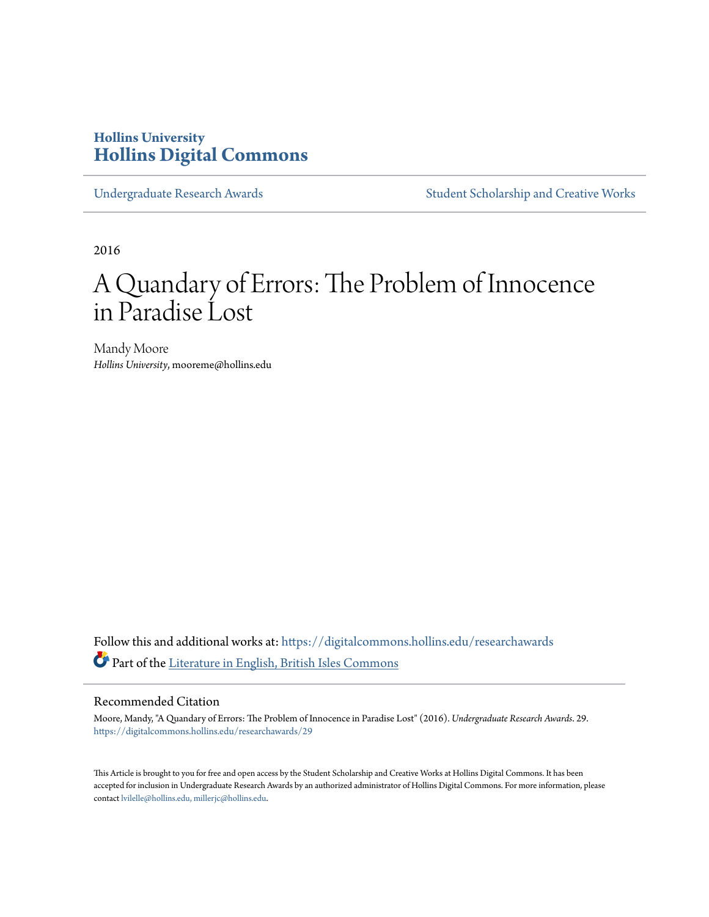Hollins University

# Hollins Digital Commons

Undergraduate Research Awards

Student Scholarship and Creative Works

2016

# A Quandary of Errors: The Problem of Innocence in Paradise Lost

Mandy Moore
*Hollins University*, mooreme@hollins.edu

Follow this and additional works at: https://digitalcommons.hollins.edu/researchawards

Part of the Literature in English, British Isles Commons

## Recommended Citation

Moore, Mandy, "A Quandary of Errors: The Problem of Innocence in Paradise Lost" (2016). *Undergraduate Research Awards*. 29.
https://digitalcommons.hollins.edu/researchawards/29

This Article is brought to you for free and open access by the Student Scholarship and Creative Works at Hollins Digital Commons. It has been accepted for inclusion in Undergraduate Research Awards by an authorized administrator of Hollins Digital Commons. For more information, please contact lvilelle@hollins.edu, millerjc@hollins.edu.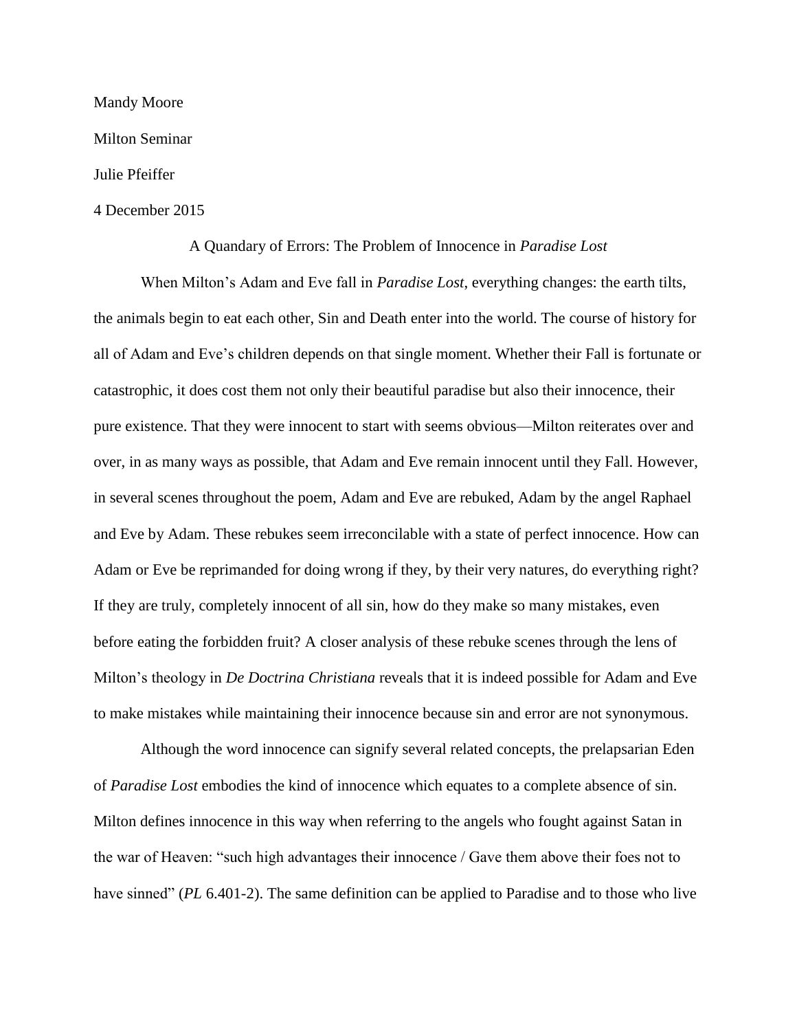Mandy Moore

Milton Seminar

Julie Pfeiffer

4 December 2015

A Quandary of Errors: The Problem of Innocence in *Paradise Lost*

When Milton's Adam and Eve fall in *Paradise Lost*, everything changes: the earth tilts, the animals begin to eat each other, Sin and Death enter into the world. The course of history for all of Adam and Eve's children depends on that single moment. Whether their Fall is fortunate or catastrophic, it does cost them not only their beautiful paradise but also their innocence, their pure existence. That they were innocent to start with seems obvious—Milton reiterates over and over, in as many ways as possible, that Adam and Eve remain innocent until they Fall. However, in several scenes throughout the poem, Adam and Eve are rebuked, Adam by the angel Raphael and Eve by Adam. These rebukes seem irreconcilable with a state of perfect innocence. How can Adam or Eve be reprimanded for doing wrong if they, by their very natures, do everything right? If they are truly, completely innocent of all sin, how do they make so many mistakes, even before eating the forbidden fruit? A closer analysis of these rebuke scenes through the lens of Milton's theology in *De Doctrina Christiana* reveals that it is indeed possible for Adam and Eve to make mistakes while maintaining their innocence because sin and error are not synonymous.

Although the word innocence can signify several related concepts, the prelapsarian Eden of *Paradise Lost* embodies the kind of innocence which equates to a complete absence of sin. Milton defines innocence in this way when referring to the angels who fought against Satan in the war of Heaven: "such high advantages their innocence / Gave them above their foes not to have sinned" (*PL* 6.401-2). The same definition can be applied to Paradise and to those who live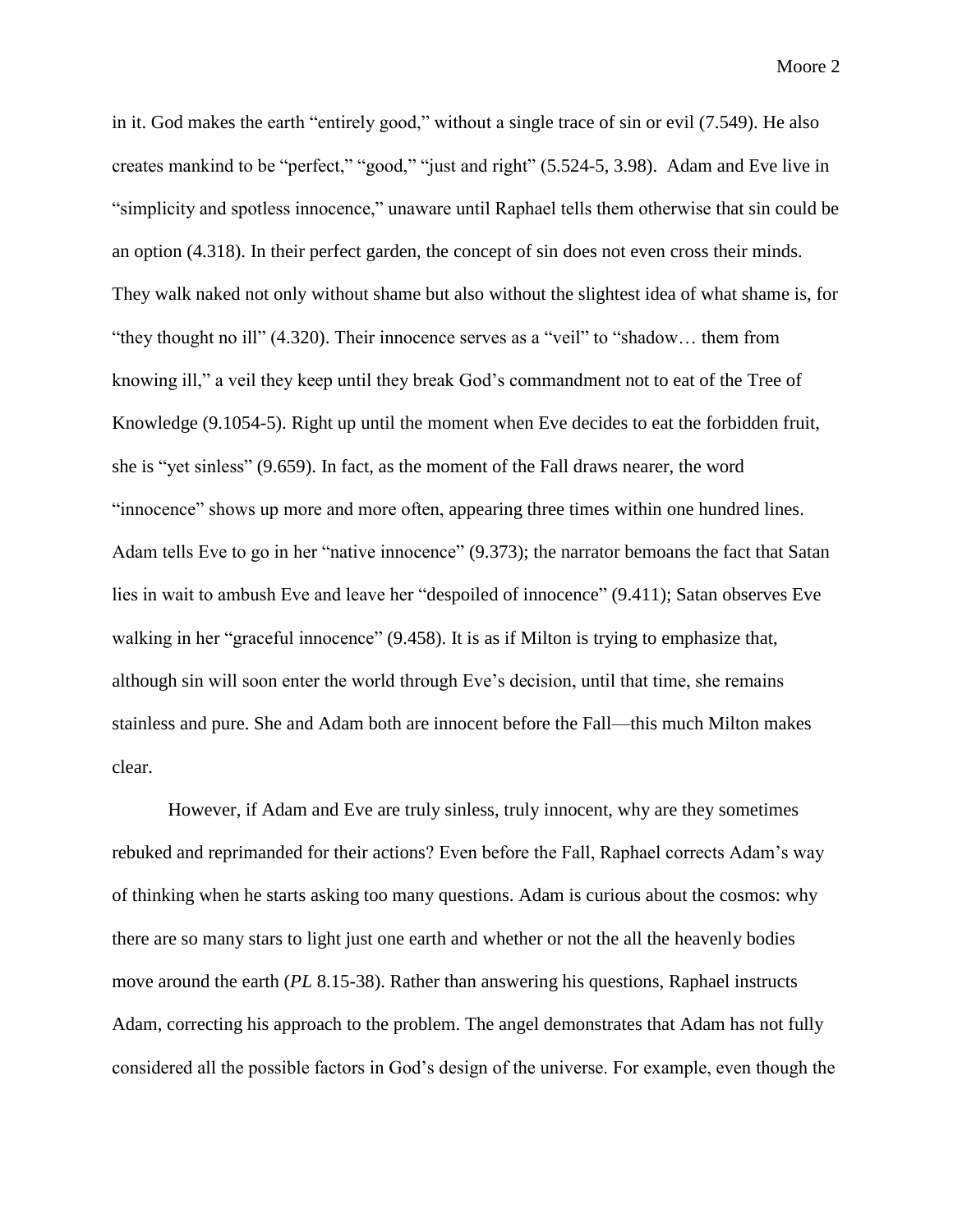in it. God makes the earth "entirely good," without a single trace of sin or evil (7.549). He also creates mankind to be "perfect," "good," "just and right" (5.524-5, 3.98). Adam and Eve live in "simplicity and spotless innocence," unaware until Raphael tells them otherwise that sin could be an option (4.318). In their perfect garden, the concept of sin does not even cross their minds. They walk naked not only without shame but also without the slightest idea of what shame is, for "they thought no ill" (4.320). Their innocence serves as a "veil" to "shadow… them from knowing ill," a veil they keep until they break God's commandment not to eat of the Tree of Knowledge (9.1054-5). Right up until the moment when Eve decides to eat the forbidden fruit, she is "yet sinless" (9.659). In fact, as the moment of the Fall draws nearer, the word "innocence" shows up more and more often, appearing three times within one hundred lines. Adam tells Eve to go in her "native innocence" (9.373); the narrator bemoans the fact that Satan lies in wait to ambush Eve and leave her "despoiled of innocence" (9.411); Satan observes Eve walking in her "graceful innocence" (9.458). It is as if Milton is trying to emphasize that, although sin will soon enter the world through Eve's decision, until that time, she remains stainless and pure. She and Adam both are innocent before the Fall—this much Milton makes clear.

However, if Adam and Eve are truly sinless, truly innocent, why are they sometimes rebuked and reprimanded for their actions? Even before the Fall, Raphael corrects Adam's way of thinking when he starts asking too many questions. Adam is curious about the cosmos: why there are so many stars to light just one earth and whether or not the all the heavenly bodies move around the earth (*PL* 8.15-38). Rather than answering his questions, Raphael instructs Adam, correcting his approach to the problem. The angel demonstrates that Adam has not fully considered all the possible factors in God's design of the universe. For example, even though the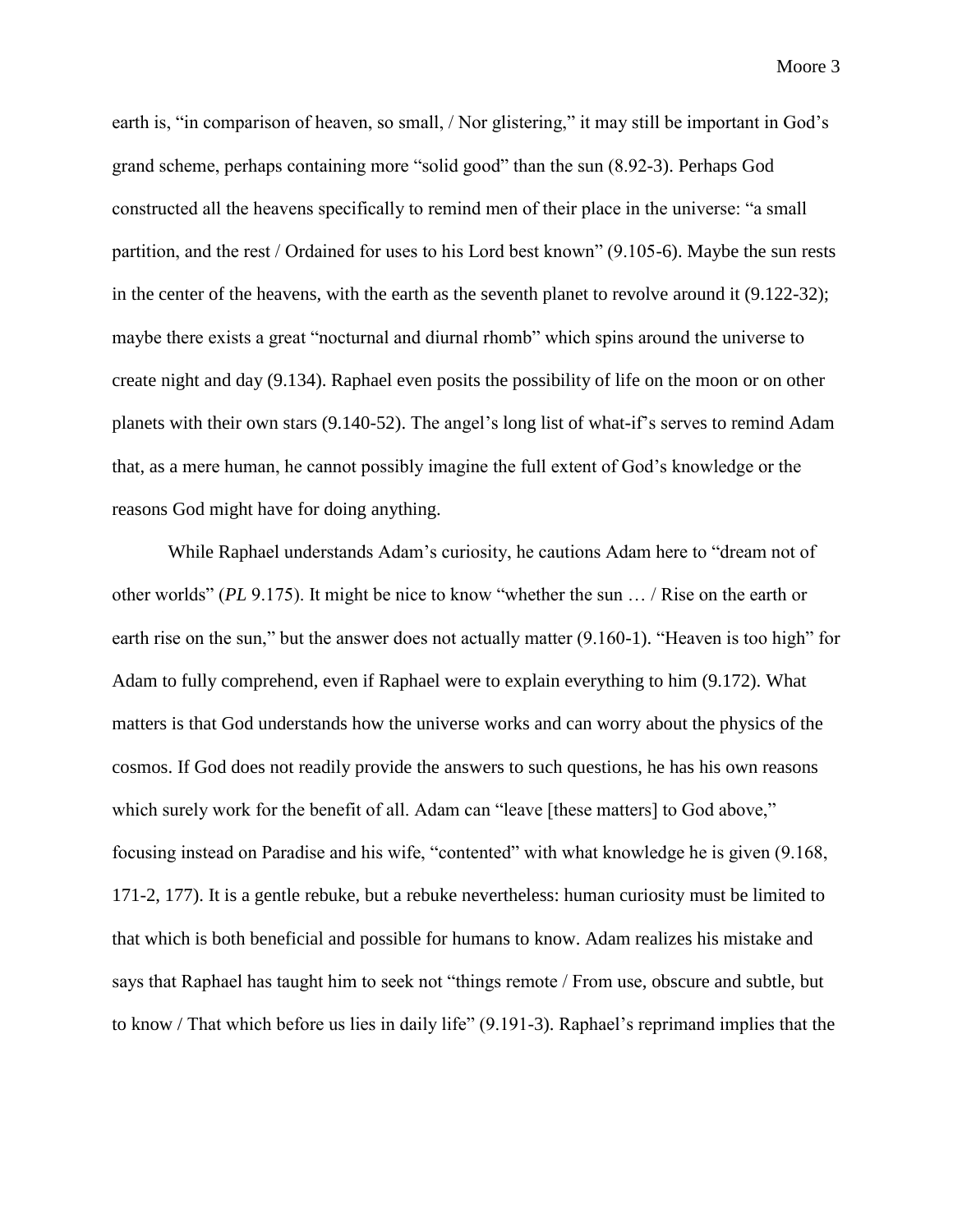earth is, "in comparison of heaven, so small, / Nor glistering," it may still be important in God's grand scheme, perhaps containing more "solid good" than the sun (8.92-3). Perhaps God constructed all the heavens specifically to remind men of their place in the universe: "a small partition, and the rest / Ordained for uses to his Lord best known" (9.105-6). Maybe the sun rests in the center of the heavens, with the earth as the seventh planet to revolve around it (9.122-32); maybe there exists a great "nocturnal and diurnal rhomb" which spins around the universe to create night and day (9.134). Raphael even posits the possibility of life on the moon or on other planets with their own stars (9.140-52). The angel's long list of what-if's serves to remind Adam that, as a mere human, he cannot possibly imagine the full extent of God's knowledge or the reasons God might have for doing anything.

While Raphael understands Adam's curiosity, he cautions Adam here to "dream not of other worlds" (*PL* 9.175). It might be nice to know "whether the sun … / Rise on the earth or earth rise on the sun," but the answer does not actually matter (9.160-1). "Heaven is too high" for Adam to fully comprehend, even if Raphael were to explain everything to him (9.172). What matters is that God understands how the universe works and can worry about the physics of the cosmos. If God does not readily provide the answers to such questions, he has his own reasons which surely work for the benefit of all. Adam can "leave [these matters] to God above," focusing instead on Paradise and his wife, "contented" with what knowledge he is given (9.168, 171-2, 177). It is a gentle rebuke, but a rebuke nevertheless: human curiosity must be limited to that which is both beneficial and possible for humans to know. Adam realizes his mistake and says that Raphael has taught him to seek not "things remote / From use, obscure and subtle, but to know / That which before us lies in daily life" (9.191-3). Raphael's reprimand implies that the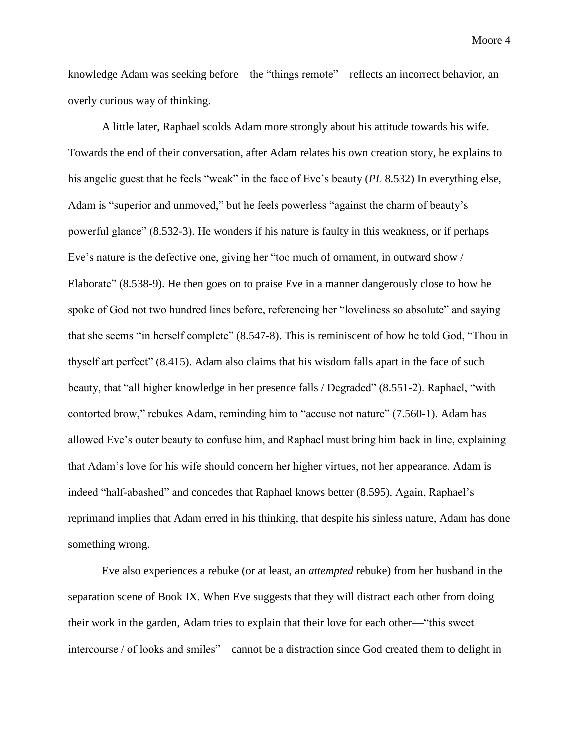knowledge Adam was seeking before—the "things remote"—reflects an incorrect behavior, an overly curious way of thinking.

A little later, Raphael scolds Adam more strongly about his attitude towards his wife. Towards the end of their conversation, after Adam relates his own creation story, he explains to his angelic guest that he feels "weak" in the face of Eve's beauty (*PL* 8.532) In everything else, Adam is "superior and unmoved," but he feels powerless "against the charm of beauty's powerful glance" (8.532-3). He wonders if his nature is faulty in this weakness, or if perhaps Eve's nature is the defective one, giving her "too much of ornament, in outward show / Elaborate" (8.538-9). He then goes on to praise Eve in a manner dangerously close to how he spoke of God not two hundred lines before, referencing her "loveliness so absolute" and saying that she seems "in herself complete" (8.547-8). This is reminiscent of how he told God, "Thou in thyself art perfect" (8.415). Adam also claims that his wisdom falls apart in the face of such beauty, that "all higher knowledge in her presence falls / Degraded" (8.551-2). Raphael, "with contorted brow," rebukes Adam, reminding him to "accuse not nature" (7.560-1). Adam has allowed Eve's outer beauty to confuse him, and Raphael must bring him back in line, explaining that Adam's love for his wife should concern her higher virtues, not her appearance. Adam is indeed "half-abashed" and concedes that Raphael knows better (8.595). Again, Raphael's reprimand implies that Adam erred in his thinking, that despite his sinless nature, Adam has done something wrong.

Eve also experiences a rebuke (or at least, an *attempted* rebuke) from her husband in the separation scene of Book IX. When Eve suggests that they will distract each other from doing their work in the garden, Adam tries to explain that their love for each other—"this sweet intercourse / of looks and smiles"—cannot be a distraction since God created them to delight in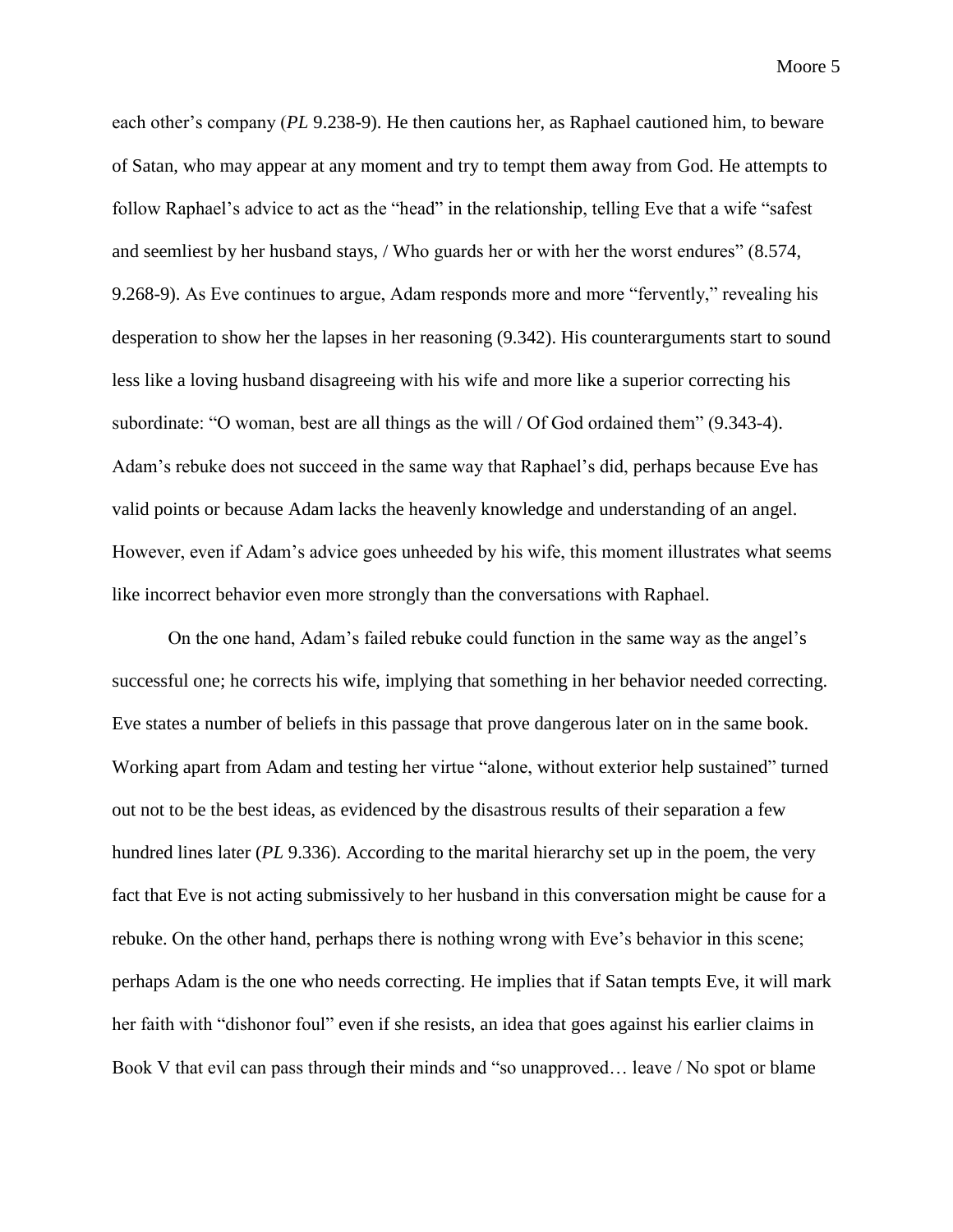each other's company (*PL* 9.238-9). He then cautions her, as Raphael cautioned him, to beware of Satan, who may appear at any moment and try to tempt them away from God. He attempts to follow Raphael's advice to act as the "head" in the relationship, telling Eve that a wife "safest and seemliest by her husband stays, / Who guards her or with her the worst endures" (8.574, 9.268-9). As Eve continues to argue, Adam responds more and more "fervently," revealing his desperation to show her the lapses in her reasoning (9.342). His counterarguments start to sound less like a loving husband disagreeing with his wife and more like a superior correcting his subordinate: "O woman, best are all things as the will / Of God ordained them" (9.343-4). Adam's rebuke does not succeed in the same way that Raphael's did, perhaps because Eve has valid points or because Adam lacks the heavenly knowledge and understanding of an angel. However, even if Adam's advice goes unheeded by his wife, this moment illustrates what seems like incorrect behavior even more strongly than the conversations with Raphael.

On the one hand, Adam's failed rebuke could function in the same way as the angel's successful one; he corrects his wife, implying that something in her behavior needed correcting. Eve states a number of beliefs in this passage that prove dangerous later on in the same book. Working apart from Adam and testing her virtue "alone, without exterior help sustained" turned out not to be the best ideas, as evidenced by the disastrous results of their separation a few hundred lines later (*PL* 9.336). According to the marital hierarchy set up in the poem, the very fact that Eve is not acting submissively to her husband in this conversation might be cause for a rebuke. On the other hand, perhaps there is nothing wrong with Eve's behavior in this scene; perhaps Adam is the one who needs correcting. He implies that if Satan tempts Eve, it will mark her faith with "dishonor foul" even if she resists, an idea that goes against his earlier claims in Book V that evil can pass through their minds and "so unapproved… leave / No spot or blame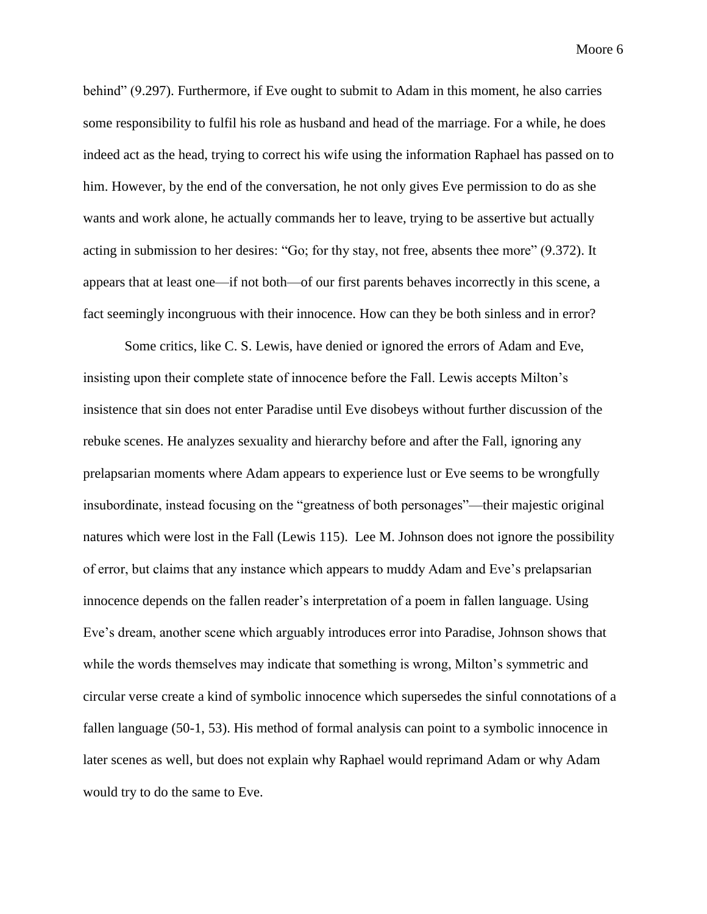behind" (9.297). Furthermore, if Eve ought to submit to Adam in this moment, he also carries some responsibility to fulfil his role as husband and head of the marriage. For a while, he does indeed act as the head, trying to correct his wife using the information Raphael has passed on to him. However, by the end of the conversation, he not only gives Eve permission to do as she wants and work alone, he actually commands her to leave, trying to be assertive but actually acting in submission to her desires: "Go; for thy stay, not free, absents thee more" (9.372). It appears that at least one—if not both—of our first parents behaves incorrectly in this scene, a fact seemingly incongruous with their innocence. How can they be both sinless and in error?

Some critics, like C. S. Lewis, have denied or ignored the errors of Adam and Eve, insisting upon their complete state of innocence before the Fall. Lewis accepts Milton's insistence that sin does not enter Paradise until Eve disobeys without further discussion of the rebuke scenes. He analyzes sexuality and hierarchy before and after the Fall, ignoring any prelapsarian moments where Adam appears to experience lust or Eve seems to be wrongfully insubordinate, instead focusing on the "greatness of both personages"—their majestic original natures which were lost in the Fall (Lewis 115). Lee M. Johnson does not ignore the possibility of error, but claims that any instance which appears to muddy Adam and Eve's prelapsarian innocence depends on the fallen reader's interpretation of a poem in fallen language. Using Eve's dream, another scene which arguably introduces error into Paradise, Johnson shows that while the words themselves may indicate that something is wrong, Milton's symmetric and circular verse create a kind of symbolic innocence which supersedes the sinful connotations of a fallen language (50-1, 53). His method of formal analysis can point to a symbolic innocence in later scenes as well, but does not explain why Raphael would reprimand Adam or why Adam would try to do the same to Eve.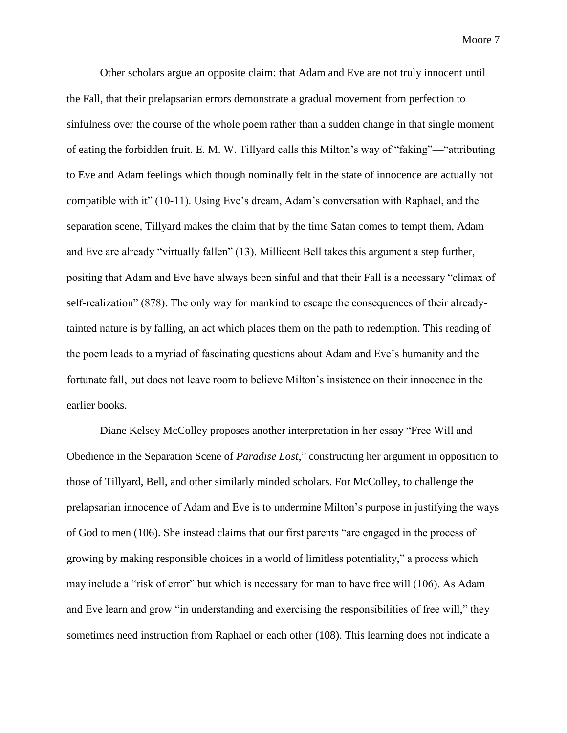Other scholars argue an opposite claim: that Adam and Eve are not truly innocent until the Fall, that their prelapsarian errors demonstrate a gradual movement from perfection to sinfulness over the course of the whole poem rather than a sudden change in that single moment of eating the forbidden fruit. E. M. W. Tillyard calls this Milton's way of "faking"—"attributing to Eve and Adam feelings which though nominally felt in the state of innocence are actually not compatible with it" (10-11). Using Eve's dream, Adam's conversation with Raphael, and the separation scene, Tillyard makes the claim that by the time Satan comes to tempt them, Adam and Eve are already "virtually fallen" (13). Millicent Bell takes this argument a step further, positing that Adam and Eve have always been sinful and that their Fall is a necessary "climax of self-realization" (878). The only way for mankind to escape the consequences of their already-tainted nature is by falling, an act which places them on the path to redemption. This reading of the poem leads to a myriad of fascinating questions about Adam and Eve's humanity and the fortunate fall, but does not leave room to believe Milton's insistence on their innocence in the earlier books.

Diane Kelsey McColley proposes another interpretation in her essay "Free Will and Obedience in the Separation Scene of *Paradise Lost*," constructing her argument in opposition to those of Tillyard, Bell, and other similarly minded scholars. For McColley, to challenge the prelapsarian innocence of Adam and Eve is to undermine Milton's purpose in justifying the ways of God to men (106). She instead claims that our first parents "are engaged in the process of growing by making responsible choices in a world of limitless potentiality," a process which may include a "risk of error" but which is necessary for man to have free will (106). As Adam and Eve learn and grow "in understanding and exercising the responsibilities of free will," they sometimes need instruction from Raphael or each other (108). This learning does not indicate a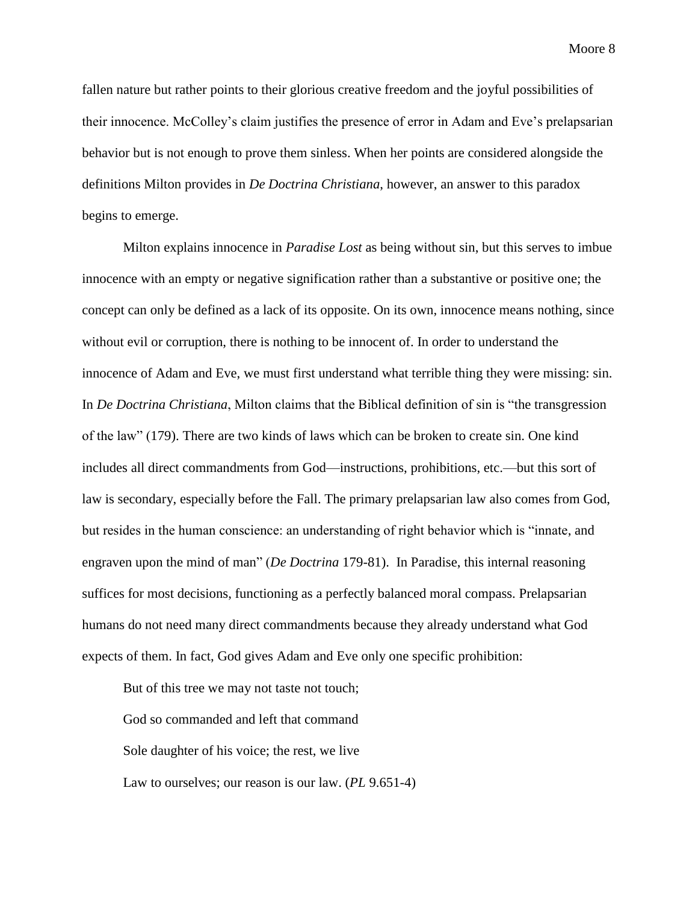fallen nature but rather points to their glorious creative freedom and the joyful possibilities of their innocence. McColley's claim justifies the presence of error in Adam and Eve's prelapsarian behavior but is not enough to prove them sinless. When her points are considered alongside the definitions Milton provides in *De Doctrina Christiana*, however, an answer to this paradox begins to emerge.

Milton explains innocence in *Paradise Lost* as being without sin, but this serves to imbue innocence with an empty or negative signification rather than a substantive or positive one; the concept can only be defined as a lack of its opposite. On its own, innocence means nothing, since without evil or corruption, there is nothing to be innocent of. In order to understand the innocence of Adam and Eve, we must first understand what terrible thing they were missing: sin. In *De Doctrina Christiana*, Milton claims that the Biblical definition of sin is "the transgression of the law" (179). There are two kinds of laws which can be broken to create sin. One kind includes all direct commandments from God—instructions, prohibitions, etc.—but this sort of law is secondary, especially before the Fall. The primary prelapsarian law also comes from God, but resides in the human conscience: an understanding of right behavior which is "innate, and engraven upon the mind of man" (*De Doctrina* 179-81). In Paradise, this internal reasoning suffices for most decisions, functioning as a perfectly balanced moral compass. Prelapsarian humans do not need many direct commandments because they already understand what God expects of them. In fact, God gives Adam and Eve only one specific prohibition:

> But of this tree we may not taste not touch;
>
> God so commanded and left that command
>
> Sole daughter of his voice; the rest, we live
>
> Law to ourselves; our reason is our law. (*PL* 9.651-4)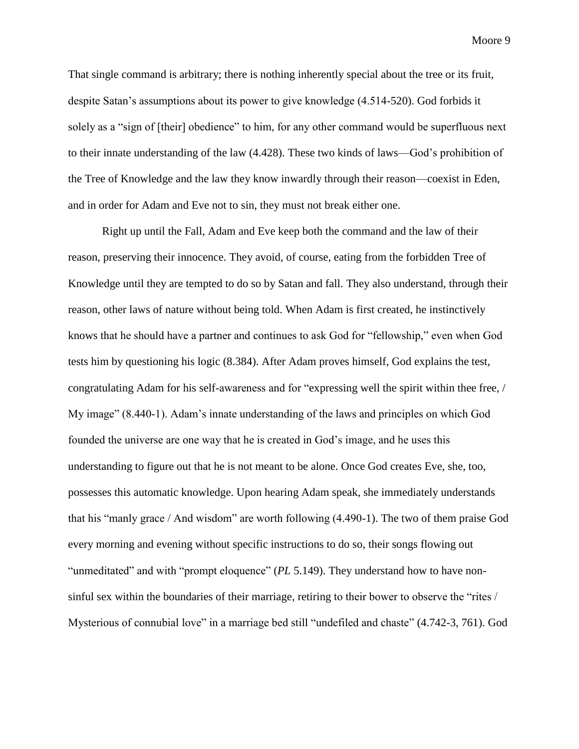That single command is arbitrary; there is nothing inherently special about the tree or its fruit, despite Satan's assumptions about its power to give knowledge (4.514-520). God forbids it solely as a "sign of [their] obedience" to him, for any other command would be superfluous next to their innate understanding of the law (4.428). These two kinds of laws—God's prohibition of the Tree of Knowledge and the law they know inwardly through their reason—coexist in Eden, and in order for Adam and Eve not to sin, they must not break either one.

Right up until the Fall, Adam and Eve keep both the command and the law of their reason, preserving their innocence. They avoid, of course, eating from the forbidden Tree of Knowledge until they are tempted to do so by Satan and fall. They also understand, through their reason, other laws of nature without being told. When Adam is first created, he instinctively knows that he should have a partner and continues to ask God for "fellowship," even when God tests him by questioning his logic (8.384). After Adam proves himself, God explains the test, congratulating Adam for his self-awareness and for "expressing well the spirit within thee free, / My image" (8.440-1). Adam's innate understanding of the laws and principles on which God founded the universe are one way that he is created in God's image, and he uses this understanding to figure out that he is not meant to be alone. Once God creates Eve, she, too, possesses this automatic knowledge. Upon hearing Adam speak, she immediately understands that his "manly grace / And wisdom" are worth following (4.490-1). The two of them praise God every morning and evening without specific instructions to do so, their songs flowing out "unmeditated" and with "prompt eloquence" (*PL* 5.149). They understand how to have non-sinful sex within the boundaries of their marriage, retiring to their bower to observe the "rites / Mysterious of connubial love" in a marriage bed still "undefiled and chaste" (4.742-3, 761). God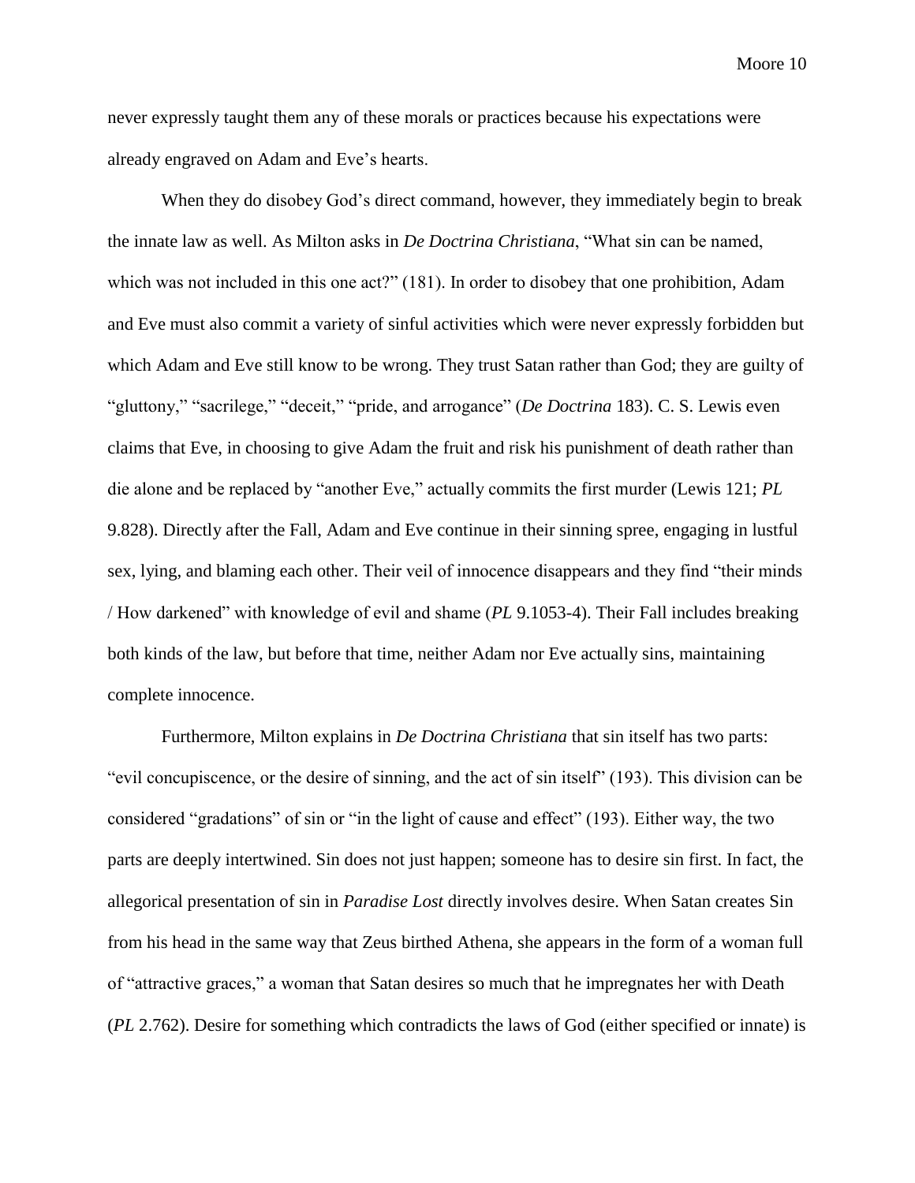never expressly taught them any of these morals or practices because his expectations were already engraved on Adam and Eve's hearts.

When they do disobey God's direct command, however, they immediately begin to break the innate law as well. As Milton asks in *De Doctrina Christiana*, "What sin can be named, which was not included in this one act?" (181). In order to disobey that one prohibition, Adam and Eve must also commit a variety of sinful activities which were never expressly forbidden but which Adam and Eve still know to be wrong. They trust Satan rather than God; they are guilty of "gluttony," "sacrilege," "deceit," "pride, and arrogance" (*De Doctrina* 183). C. S. Lewis even claims that Eve, in choosing to give Adam the fruit and risk his punishment of death rather than die alone and be replaced by "another Eve," actually commits the first murder (Lewis 121; *PL* 9.828). Directly after the Fall, Adam and Eve continue in their sinning spree, engaging in lustful sex, lying, and blaming each other. Their veil of innocence disappears and they find "their minds / How darkened" with knowledge of evil and shame (*PL* 9.1053-4). Their Fall includes breaking both kinds of the law, but before that time, neither Adam nor Eve actually sins, maintaining complete innocence.

Furthermore, Milton explains in *De Doctrina Christiana* that sin itself has two parts: "evil concupiscence, or the desire of sinning, and the act of sin itself" (193). This division can be considered "gradations" of sin or "in the light of cause and effect" (193). Either way, the two parts are deeply intertwined. Sin does not just happen; someone has to desire sin first. In fact, the allegorical presentation of sin in *Paradise Lost* directly involves desire. When Satan creates Sin from his head in the same way that Zeus birthed Athena, she appears in the form of a woman full of "attractive graces," a woman that Satan desires so much that he impregnates her with Death (*PL* 2.762). Desire for something which contradicts the laws of God (either specified or innate) is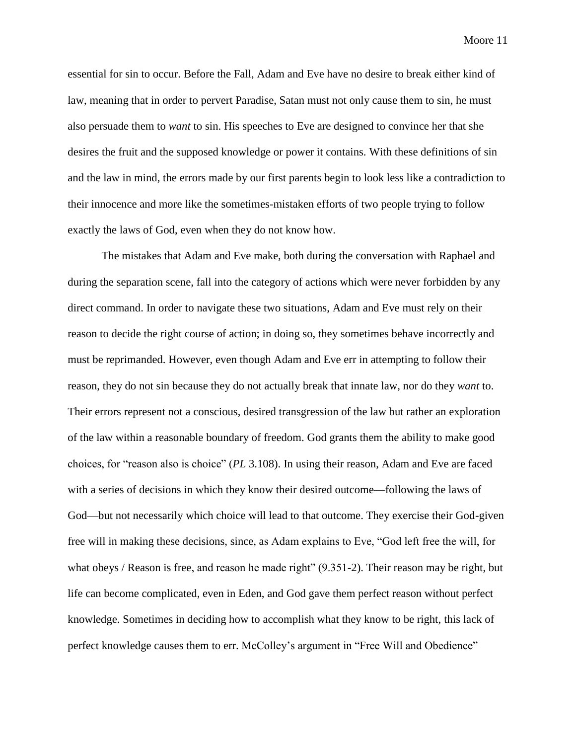essential for sin to occur. Before the Fall, Adam and Eve have no desire to break either kind of law, meaning that in order to pervert Paradise, Satan must not only cause them to sin, he must also persuade them to *want* to sin. His speeches to Eve are designed to convince her that she desires the fruit and the supposed knowledge or power it contains. With these definitions of sin and the law in mind, the errors made by our first parents begin to look less like a contradiction to their innocence and more like the sometimes-mistaken efforts of two people trying to follow exactly the laws of God, even when they do not know how.

The mistakes that Adam and Eve make, both during the conversation with Raphael and during the separation scene, fall into the category of actions which were never forbidden by any direct command. In order to navigate these two situations, Adam and Eve must rely on their reason to decide the right course of action; in doing so, they sometimes behave incorrectly and must be reprimanded. However, even though Adam and Eve err in attempting to follow their reason, they do not sin because they do not actually break that innate law, nor do they *want* to. Their errors represent not a conscious, desired transgression of the law but rather an exploration of the law within a reasonable boundary of freedom. God grants them the ability to make good choices, for "reason also is choice" (*PL* 3.108). In using their reason, Adam and Eve are faced with a series of decisions in which they know their desired outcome—following the laws of God—but not necessarily which choice will lead to that outcome. They exercise their God-given free will in making these decisions, since, as Adam explains to Eve, "God left free the will, for what obeys / Reason is free, and reason he made right" (9.351-2). Their reason may be right, but life can become complicated, even in Eden, and God gave them perfect reason without perfect knowledge. Sometimes in deciding how to accomplish what they know to be right, this lack of perfect knowledge causes them to err. McColley's argument in "Free Will and Obedience"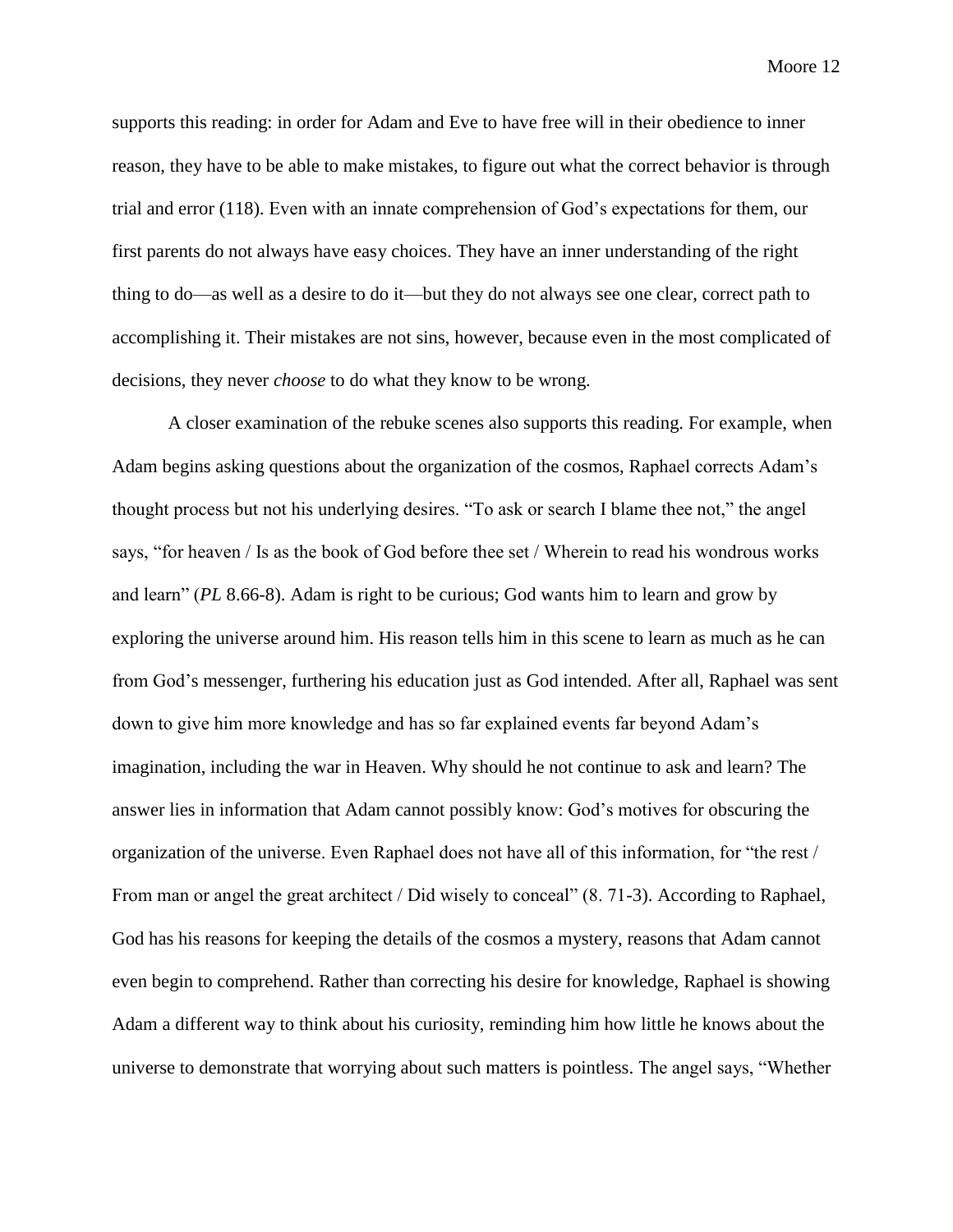supports this reading: in order for Adam and Eve to have free will in their obedience to inner reason, they have to be able to make mistakes, to figure out what the correct behavior is through trial and error (118). Even with an innate comprehension of God's expectations for them, our first parents do not always have easy choices. They have an inner understanding of the right thing to do—as well as a desire to do it—but they do not always see one clear, correct path to accomplishing it. Their mistakes are not sins, however, because even in the most complicated of decisions, they never *choose* to do what they know to be wrong.

A closer examination of the rebuke scenes also supports this reading. For example, when Adam begins asking questions about the organization of the cosmos, Raphael corrects Adam's thought process but not his underlying desires. "To ask or search I blame thee not," the angel says, "for heaven / Is as the book of God before thee set / Wherein to read his wondrous works and learn" (*PL* 8.66-8). Adam is right to be curious; God wants him to learn and grow by exploring the universe around him. His reason tells him in this scene to learn as much as he can from God's messenger, furthering his education just as God intended. After all, Raphael was sent down to give him more knowledge and has so far explained events far beyond Adam's imagination, including the war in Heaven. Why should he not continue to ask and learn? The answer lies in information that Adam cannot possibly know: God's motives for obscuring the organization of the universe. Even Raphael does not have all of this information, for "the rest / From man or angel the great architect / Did wisely to conceal" (8. 71-3). According to Raphael, God has his reasons for keeping the details of the cosmos a mystery, reasons that Adam cannot even begin to comprehend. Rather than correcting his desire for knowledge, Raphael is showing Adam a different way to think about his curiosity, reminding him how little he knows about the universe to demonstrate that worrying about such matters is pointless. The angel says, "Whether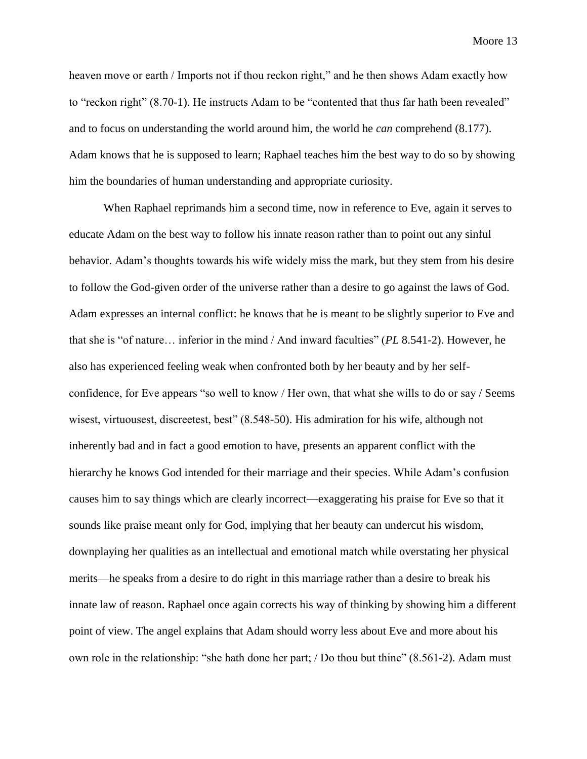heaven move or earth / Imports not if thou reckon right," and he then shows Adam exactly how to "reckon right" (8.70-1). He instructs Adam to be "contented that thus far hath been revealed" and to focus on understanding the world around him, the world he *can* comprehend (8.177). Adam knows that he is supposed to learn; Raphael teaches him the best way to do so by showing him the boundaries of human understanding and appropriate curiosity.

When Raphael reprimands him a second time, now in reference to Eve, again it serves to educate Adam on the best way to follow his innate reason rather than to point out any sinful behavior. Adam's thoughts towards his wife widely miss the mark, but they stem from his desire to follow the God-given order of the universe rather than a desire to go against the laws of God. Adam expresses an internal conflict: he knows that he is meant to be slightly superior to Eve and that she is "of nature… inferior in the mind / And inward faculties" (*PL* 8.541-2). However, he also has experienced feeling weak when confronted both by her beauty and by her self-confidence, for Eve appears "so well to know / Her own, that what she wills to do or say / Seems wisest, virtuousest, discreetest, best" (8.548-50). His admiration for his wife, although not inherently bad and in fact a good emotion to have, presents an apparent conflict with the hierarchy he knows God intended for their marriage and their species. While Adam's confusion causes him to say things which are clearly incorrect—exaggerating his praise for Eve so that it sounds like praise meant only for God, implying that her beauty can undercut his wisdom, downplaying her qualities as an intellectual and emotional match while overstating her physical merits—he speaks from a desire to do right in this marriage rather than a desire to break his innate law of reason. Raphael once again corrects his way of thinking by showing him a different point of view. The angel explains that Adam should worry less about Eve and more about his own role in the relationship: "she hath done her part; / Do thou but thine" (8.561-2). Adam must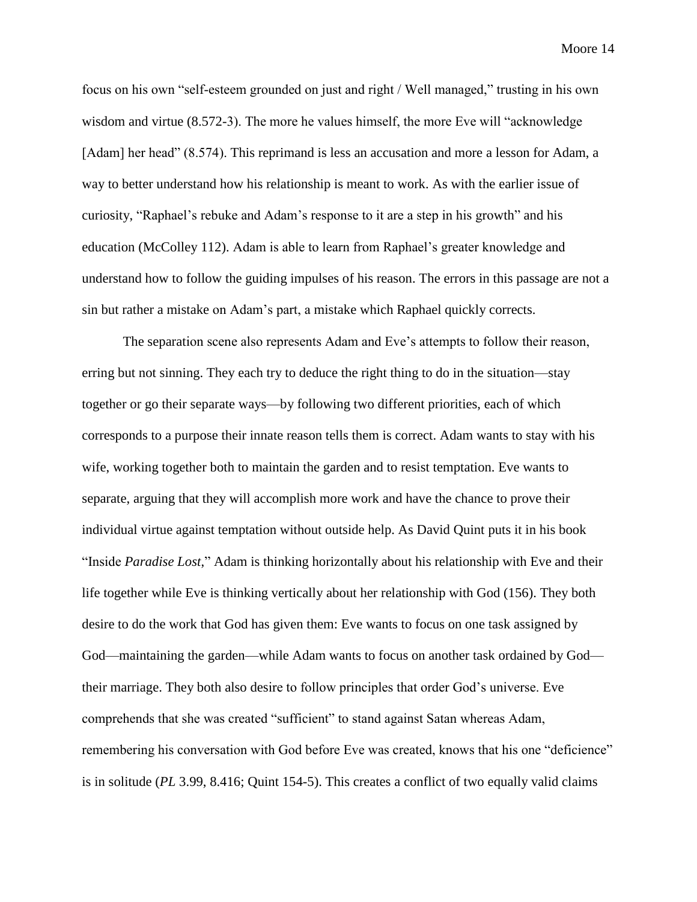focus on his own "self-esteem grounded on just and right / Well managed," trusting in his own wisdom and virtue (8.572-3). The more he values himself, the more Eve will "acknowledge [Adam] her head" (8.574). This reprimand is less an accusation and more a lesson for Adam, a way to better understand how his relationship is meant to work. As with the earlier issue of curiosity, "Raphael's rebuke and Adam's response to it are a step in his growth" and his education (McColley 112). Adam is able to learn from Raphael's greater knowledge and understand how to follow the guiding impulses of his reason. The errors in this passage are not a sin but rather a mistake on Adam's part, a mistake which Raphael quickly corrects.

The separation scene also represents Adam and Eve's attempts to follow their reason, erring but not sinning. They each try to deduce the right thing to do in the situation—stay together or go their separate ways—by following two different priorities, each of which corresponds to a purpose their innate reason tells them is correct. Adam wants to stay with his wife, working together both to maintain the garden and to resist temptation. Eve wants to separate, arguing that they will accomplish more work and have the chance to prove their individual virtue against temptation without outside help. As David Quint puts it in his book "Inside *Paradise Lost*," Adam is thinking horizontally about his relationship with Eve and their life together while Eve is thinking vertically about her relationship with God (156). They both desire to do the work that God has given them: Eve wants to focus on one task assigned by God—maintaining the garden—while Adam wants to focus on another task ordained by God—their marriage. They both also desire to follow principles that order God's universe. Eve comprehends that she was created "sufficient" to stand against Satan whereas Adam, remembering his conversation with God before Eve was created, knows that his one "deficience" is in solitude (*PL* 3.99, 8.416; Quint 154-5). This creates a conflict of two equally valid claims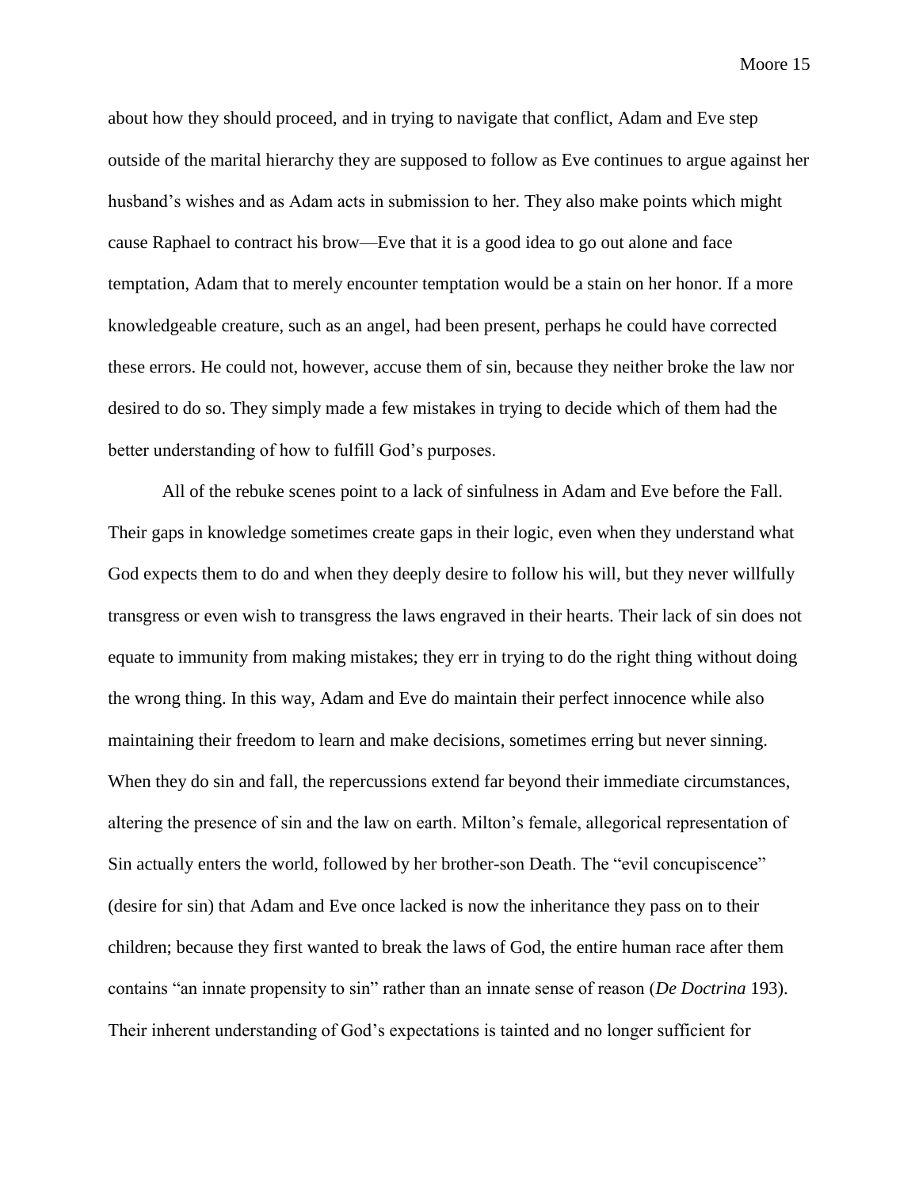about how they should proceed, and in trying to navigate that conflict, Adam and Eve step outside of the marital hierarchy they are supposed to follow as Eve continues to argue against her husband's wishes and as Adam acts in submission to her. They also make points which might cause Raphael to contract his brow—Eve that it is a good idea to go out alone and face temptation, Adam that to merely encounter temptation would be a stain on her honor. If a more knowledgeable creature, such as an angel, had been present, perhaps he could have corrected these errors. He could not, however, accuse them of sin, because they neither broke the law nor desired to do so. They simply made a few mistakes in trying to decide which of them had the better understanding of how to fulfill God's purposes.

All of the rebuke scenes point to a lack of sinfulness in Adam and Eve before the Fall. Their gaps in knowledge sometimes create gaps in their logic, even when they understand what God expects them to do and when they deeply desire to follow his will, but they never willfully transgress or even wish to transgress the laws engraved in their hearts. Their lack of sin does not equate to immunity from making mistakes; they err in trying to do the right thing without doing the wrong thing. In this way, Adam and Eve do maintain their perfect innocence while also maintaining their freedom to learn and make decisions, sometimes erring but never sinning. When they do sin and fall, the repercussions extend far beyond their immediate circumstances, altering the presence of sin and the law on earth. Milton's female, allegorical representation of Sin actually enters the world, followed by her brother-son Death. The "evil concupiscence" (desire for sin) that Adam and Eve once lacked is now the inheritance they pass on to their children; because they first wanted to break the laws of God, the entire human race after them contains "an innate propensity to sin" rather than an innate sense of reason (*De Doctrina* 193). Their inherent understanding of God's expectations is tainted and no longer sufficient for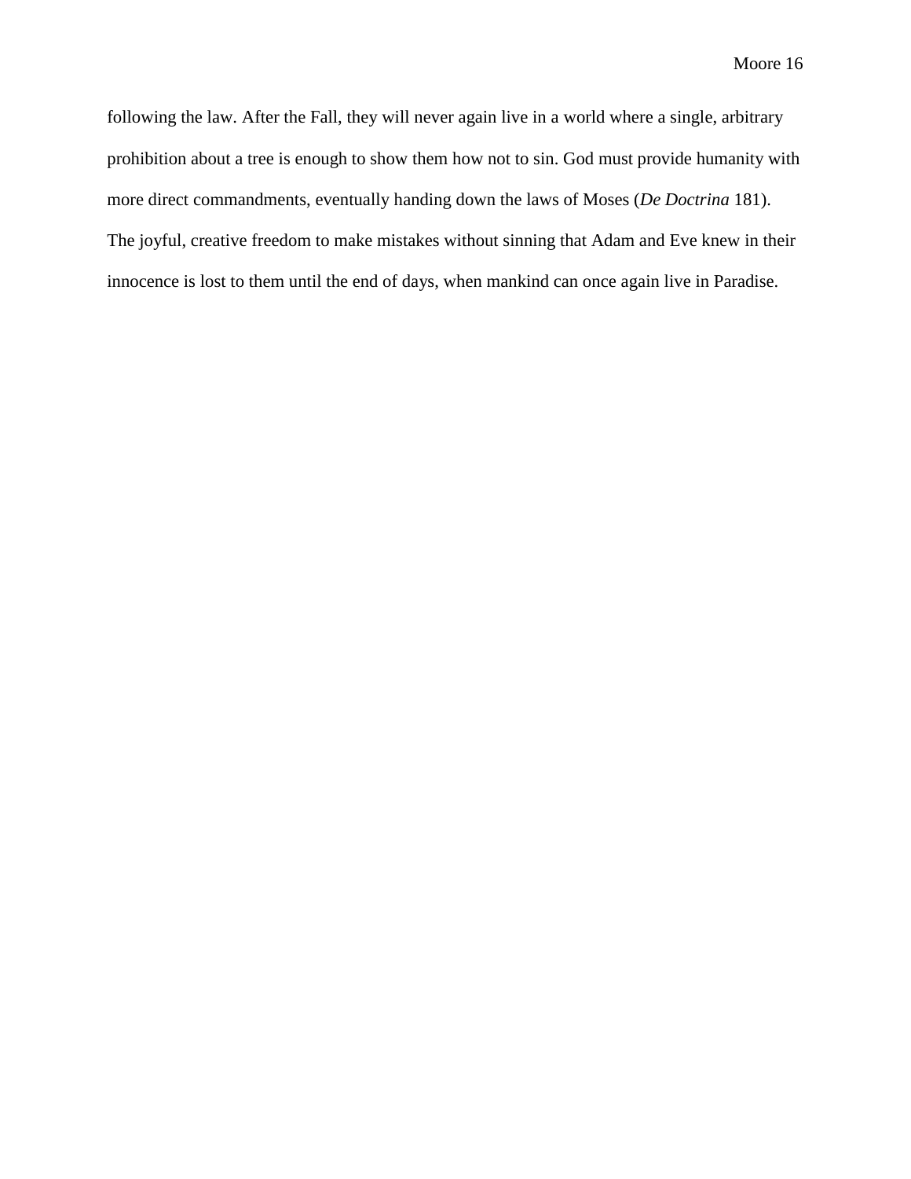following the law. After the Fall, they will never again live in a world where a single, arbitrary prohibition about a tree is enough to show them how not to sin. God must provide humanity with more direct commandments, eventually handing down the laws of Moses (*De Doctrina* 181). The joyful, creative freedom to make mistakes without sinning that Adam and Eve knew in their innocence is lost to them until the end of days, when mankind can once again live in Paradise.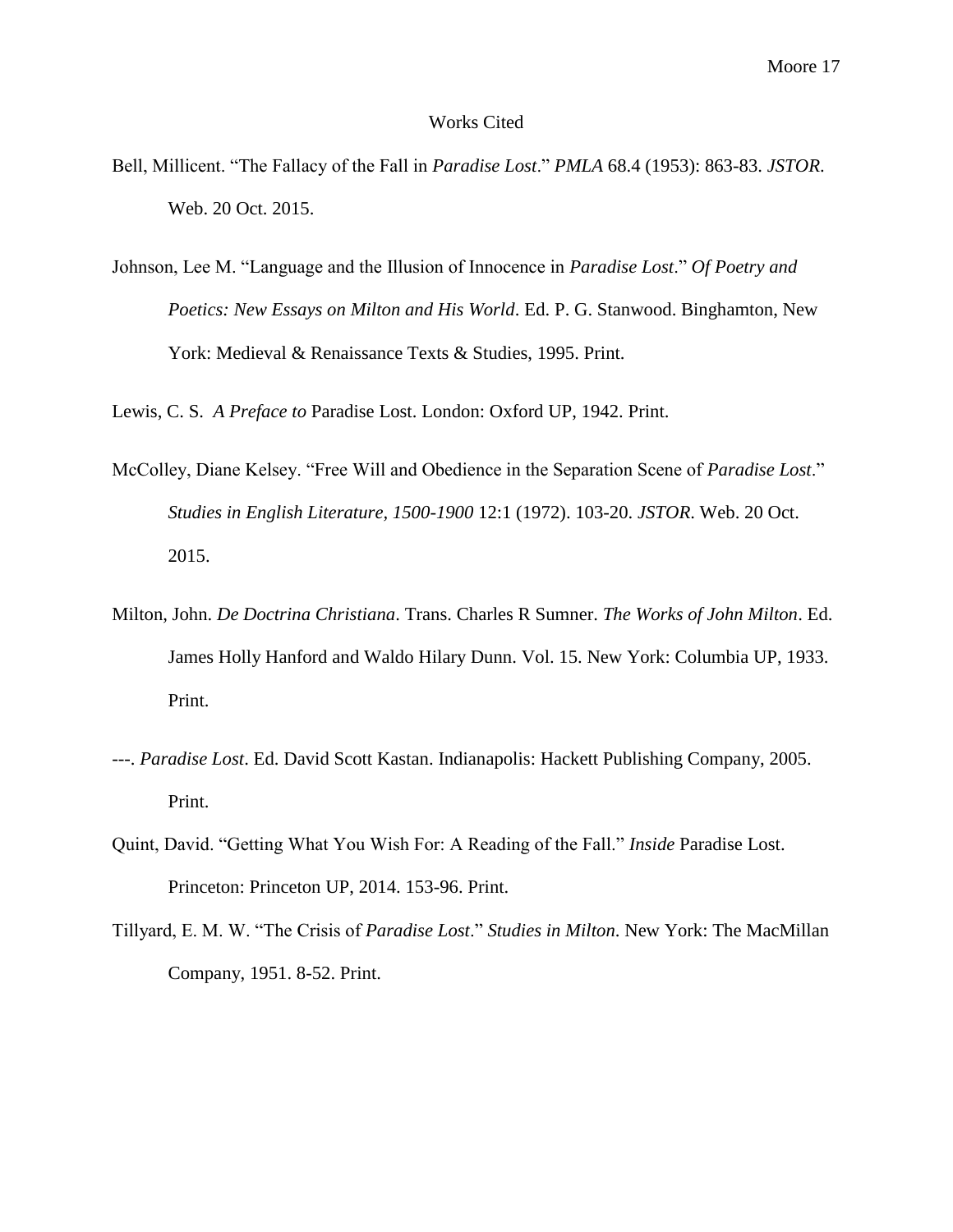# Works Cited

Bell, Millicent. "The Fallacy of the Fall in *Paradise Lost*." *PMLA* 68.4 (1953): 863-83. *JSTOR*. Web. 20 Oct. 2015.

Johnson, Lee M. "Language and the Illusion of Innocence in *Paradise Lost*." *Of Poetry and Poetics: New Essays on Milton and His World*. Ed. P. G. Stanwood. Binghamton, New York: Medieval & Renaissance Texts & Studies, 1995. Print.

Lewis, C. S. *A Preface to* Paradise Lost. London: Oxford UP, 1942. Print.

McColley, Diane Kelsey. "Free Will and Obedience in the Separation Scene of *Paradise Lost*." *Studies in English Literature, 1500-1900* 12:1 (1972). 103-20. *JSTOR*. Web. 20 Oct. 2015.

Milton, John. *De Doctrina Christiana*. Trans. Charles R Sumner. *The Works of John Milton*. Ed. James Holly Hanford and Waldo Hilary Dunn. Vol. 15. New York: Columbia UP, 1933. Print.

---. *Paradise Lost*. Ed. David Scott Kastan. Indianapolis: Hackett Publishing Company, 2005. Print.

Quint, David. "Getting What You Wish For: A Reading of the Fall." *Inside* Paradise Lost. Princeton: Princeton UP, 2014. 153-96. Print.

Tillyard, E. M. W. "The Crisis of *Paradise Lost*." *Studies in Milton*. New York: The MacMillan Company, 1951. 8-52. Print.